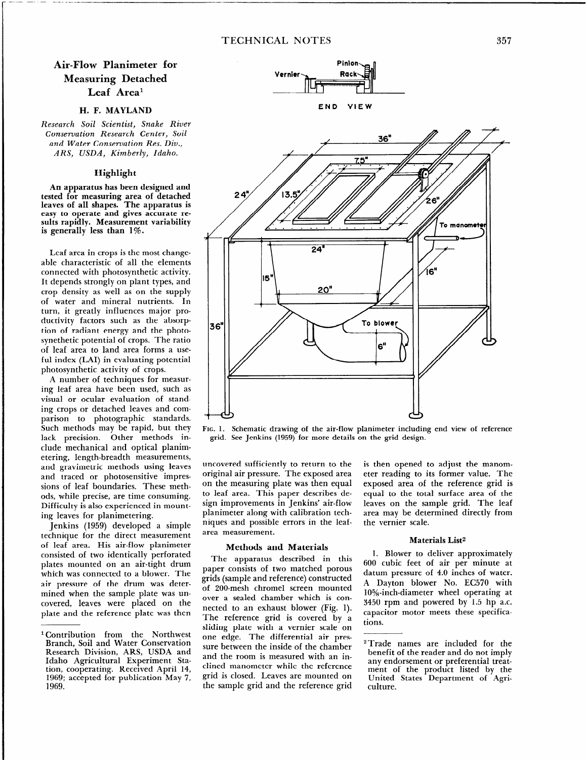# Air-Flow Planimeter for Measuring Detached Leaf Area[1]

## H. F. MAYLAND

*Research Soil Scientist, Snake River Conservation Research Center, Soil and Water Conservation Res. Div., ARS, USDA, Kimberly, Idaho.*

### Highlight

**An apparatus has been designed and tested for measuring area of detached leaves of all shapes. The apparatus is easy to operate and gives accurate results rapidly. Measurement variability is generally less than 1%.**

Leaf area in crops is the most changeable characteristic of all the elements connected with photosynthetic activity. It depends strongly on plant types, and crop density as well as on the supply of water and mineral nutrients. In turn, it greatly influences major productivity factors such as the absorption of radiant energy and the photosynethetic potential of crops. The ratio of leaf area to land area forms a useful index (LAI) in evaluating potential photosynthetic activity of crops.

A number of techniques for measuring leaf area have been used, such as visual or ocular evaluation of standing crops or detached leaves and comparison to photographic standards. Such methods may be rapid, but they lack precision. Other methods include mechanical and optical planimetering, length-breadth measurements, and gravimetric methods using leaves and traced or photosensitive impressions of leaf boundaries. These methods, while precise, are time consuming. Difficulty is also experienced in mounting leaves for planimetering.

Jenkins (1959) developed a simple technique for the direct measurement of leaf area. His air-flow planimeter consisted of two identically perforated plates mounted on an air-tight drum which was connected to a blower. The air pressure of the drum was determined when the sample plate was uncovered, leaves were placed on the plate and the reference plate was then uncovered sufficiently to return to the original air pressure. The exposed area on the measuring plate was then equal to leaf area. This paper describes design improvements in Jenkins' air-flow planimeter along with calibration techniques and possible errors in the leaf-area measurement.

[1] Contribution from the Northwest Branch, Soil and Water Conservation Research Division, ARS, USDA and Idaho Agricultural Experiment Station, cooperating. Received April 14, 1969; accepted for publication May 7, 1969.

FIG. 1. Schematic drawing of the air-flow planimeter including end view of reference grid. See Jenkins (1959) for more details on the grid design.

### Methods and Materials

The apparatus described in this paper consists of two matched porous grids (sample and reference) constructed of 200-mesh chromel screen mounted over a sealed chamber which is connected to an exhaust blower (Fig. 1). The reference grid is covered by a sliding plate with a vernier scale on one edge. The differential air pressure between the inside of the chamber and the room is measured with an inclined manometer while the reference grid is closed. Leaves are mounted on the sample grid and the reference grid is then opened to adjust the manometer reading to its former value. The exposed area of the reference grid is equal to the total surface area of the leaves on the sample grid. The leaf area may be determined directly from the vernier scale.

#### Materials List[2]

1. Blower to deliver approximately 600 cubic feet of air per minute at datum pressure of 4.0 inches of water. A Dayton blower No. EC570 with 10⅝-inch-diameter wheel operating at 3450 rpm and powered by 1.5 hp a.c. capacitor motor meets these specifications.

[2] Trade names are included for the benefit of the reader and do not imply any endorsement or preferential treatment of the product listed by the United States Department of Agriculture.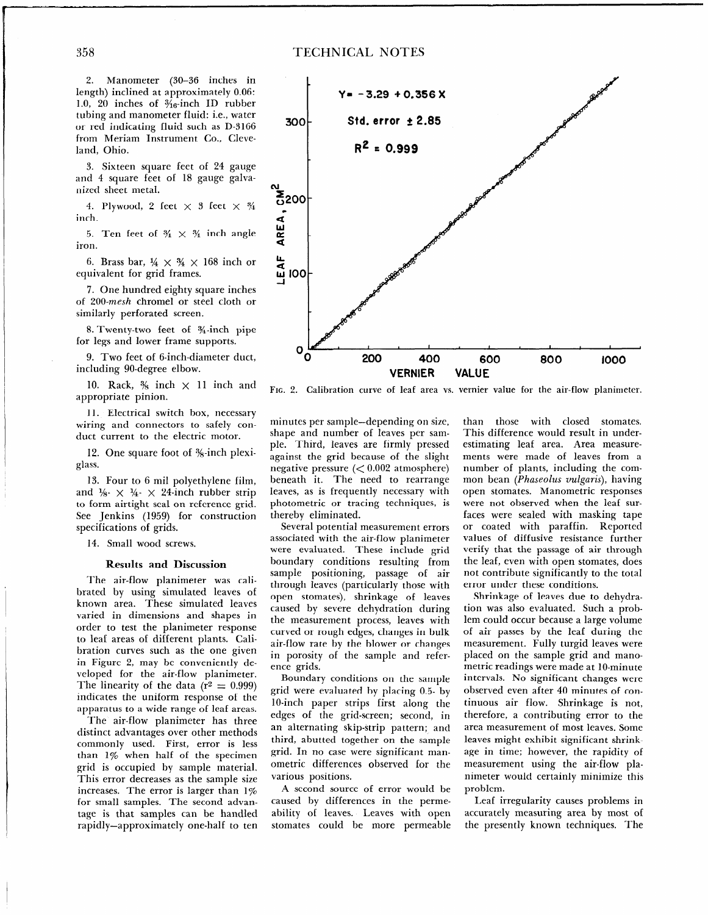2. Manometer (30–36 inches in length) inclined at approximately 0.06: 1.0, 20 inches of 3/16-inch ID rubber tubing and manometer fluid: i.e., water or red indicating fluid such as D-3166 from Meriam Instrument Co., Cleveland, Ohio.

3. Sixteen square feet of 24 gauge and 4 square feet of 18 gauge galvanized sheet metal.

4. Plywood, 2 feet × 3 feet × 3/4 inch.

5. Ten feet of 3/4 × 3/4 inch angle iron.

6. Brass bar, 1/4 × 3/4 × 168 inch or equivalent for grid frames.

7. One hundred eighty square inches of 200-*mesh* chromel or steel cloth or similarly perforated screen.

8. Twenty-two feet of 3/4-inch pipe for legs and lower frame supports.

9. Two feet of 6-inch-diameter duct, including 90-degree elbow.

10. Rack, 3/8 inch × 11 inch and appropriate pinion.

11. Electrical switch box, necessary wiring and connectors to safely conduct current to the electric motor.

12. One square foot of 3/8-inch plexiglass.

13. Four to 6 mil polyethylene film, and 1/8- × 1/4- × 24-inch rubber strip to form airtight seal on reference grid. See Jenkins (1959) for construction specifications of grids.

14. Small wood screws.

## Results and Discussion

The air-flow planimeter was calibrated by using simulated leaves of known area. These simulated leaves varied in dimensions and shapes in order to test the planimeter response to leaf areas of different plants. Calibration curves such as the one given in Figure 2, may be conveniently developed for the air-flow planimeter. The linearity of the data ($r^2 = 0.999$) indicates the uniform response of the apparatus to a wide range of leaf areas.

The air-flow planimeter has three distinct advantages over other methods commonly used. First, error is less than 1% when half of the specimen grid is occupied by sample material. This error decreases as the sample size increases. The error is larger than 1% for small samples. The second advantage is that samples can be handled rapidly—approximately one-half to ten minutes per sample—depending on size, shape and number of leaves per sample. Third, leaves are firmly pressed against the grid because of the slight negative pressure (< 0.002 atmosphere) beneath it. The need to rearrange leaves, as is frequently necessary with photometric or tracing techniques, is thereby eliminated.

Several potential measurement errors associated with the air-flow planimeter were evaluated. These include grid boundary conditions resulting from sample positioning, passage of air through leaves (particularly those with open stomates), shrinkage of leaves caused by severe dehydration during the measurement process, leaves with curved or rough edges, changes in bulk air-flow rate by the blower or changes in porosity of the sample and reference grids.

Boundary conditions on the sample grid were evaluated by placing 0.5- by 10-inch paper strips first along the edges of the grid-screen; second, in an alternating skip-strip pattern; and third, abutted together on the sample grid. In no case were significant manometric differences observed for the various positions.

A second source of error would be caused by differences in the permeability of leaves. Leaves with open stomates could be more permeable than those with closed stomates. This difference would result in underestimating leaf area. Area measurements were made of leaves from a number of plants, including the common bean (*Phaseolus vulgaris*), having open stomates. Manometric responses were not observed when the leaf surfaces were sealed with masking tape or coated with paraffin. Reported values of diffusive resistance further verify that the passage of air through the leaf, even with open stomates, does not contribute significantly to the total error under these conditions.

Shrinkage of leaves due to dehydration was also evaluated. Such a problem could occur because a large volume of air passes by the leaf during the measurement. Fully turgid leaves were placed on the sample grid and manometric readings were made at 10-minute intervals. No significant changes were observed even after 40 minutes of continuous air flow. Shrinkage is not, therefore, a contributing error to the area measurement of most leaves. Some leaves might exhibit significant shrinkage in time; however, the rapidity of measurement using the air-flow planimeter would certainly minimize this problem.

Leaf irregularity causes problems in accurately measuring area by most of the presently known techniques. The

$Y = -3.29 + 0.356X$

Std. error ± 2.85

$R^2 = 0.999$

LEAF AREA, CM$^2$

0
100
200
300

VERNIER VALUE

0
200
400
600
800
1000

FIG. 2. Calibration curve of leaf area vs. vernier value for the air-flow planimeter.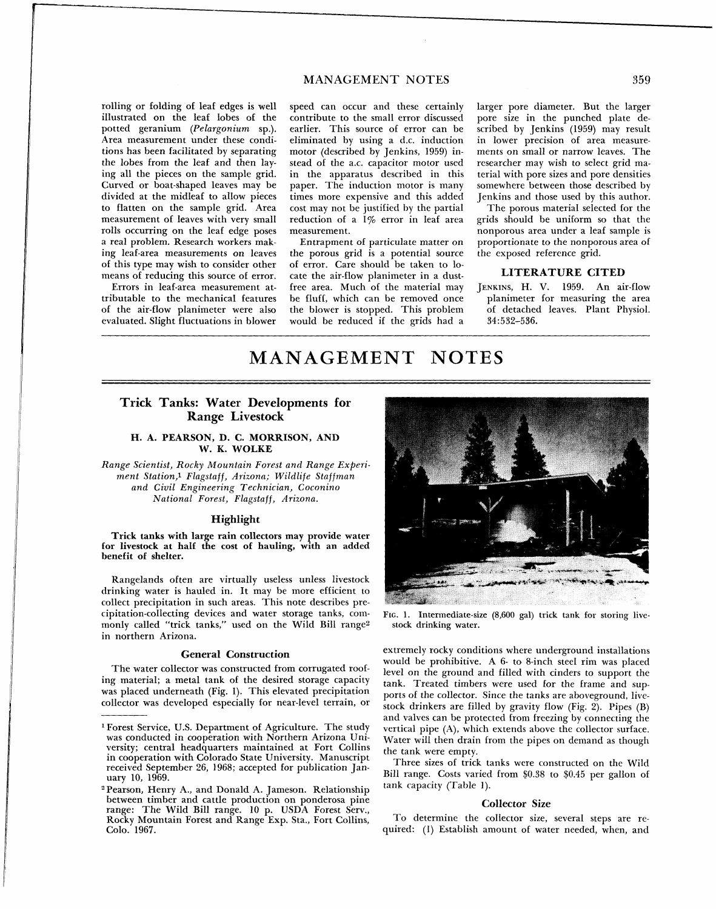rolling or folding of leaf edges is well illustrated on the leaf lobes of the potted geranium (*Pelargonium* sp.). Area measurement under these conditions has been facilitated by separating the lobes from the leaf and then laying all the pieces on the sample grid. Curved or boat-shaped leaves may be divided at the midleaf to allow pieces to flatten on the sample grid. Area measurement of leaves with very small rolls occurring on the leaf edge poses a real problem. Research workers making leaf-area measurements on leaves of this type may wish to consider other means of reducing this source of error.

Errors in leaf-area measurement attributable to the mechanical features of the air-flow planimeter were also evaluated. Slight fluctuations in blower speed can occur and these certainly contribute to the small error discussed earlier. This source of error can be eliminated by using a d.c. induction motor (described by Jenkins, 1959) instead of the a.c. capacitor motor used in the apparatus described in this paper. The induction motor is many times more expensive and this added cost may not be justified by the partial reduction of a 1% error in leaf area measurement.

Entrapment of particulate matter on the porous grid is a potential source of error. Care should be taken to locate the air-flow planimeter in a dust-free area. Much of the material may be fluff, which can be removed once the blower is stopped. This problem would be reduced if the grids had a larger pore diameter. But the larger pore size in the punched plate described by Jenkins (1959) may result in lower precision of area measurements on small or narrow leaves. The researcher may wish to select grid material with pore sizes and pore densities somewhere between those described by Jenkins and those used by this author.

The porous material selected for the grids should be uniform so that the nonporous area under a leaf sample is proportionate to the nonporous area of the exposed reference grid.

### LITERATURE CITED

JENKINS, H. V. 1959. An air-flow planimeter for measuring the area of detached leaves. Plant Physiol. 34:532–536.

# MANAGEMENT NOTES

## Trick Tanks: Water Developments for Range Livestock

**H. A. PEARSON, D. C. MORRISON, AND W. K. WOLKE**

*Range Scientist, Rocky Mountain Forest and Range Experiment Station,[1] Flagstaff, Arizona; Wildlife Staffman and Civil Engineering Technician, Coconino National Forest, Flagstaff, Arizona.*

### Highlight

**Trick tanks with large rain collectors may provide water for livestock at half the cost of hauling, with an added benefit of shelter.**

Rangelands often are virtually useless unless livestock drinking water is hauled in. It may be more efficient to collect precipitation in such areas. This note describes precipitation-collecting devices and water storage tanks, commonly called "trick tanks," used on the Wild Bill range[2] in northern Arizona.

### General Construction

The water collector was constructed from corrugated roofing material; a metal tank of the desired storage capacity was placed underneath (Fig. 1). This elevated precipitation collector was developed especially for near-level terrain, or extremely rocky conditions where underground installations would be prohibitive. A 6- to 8-inch steel rim was placed level on the ground and filled with cinders to support the tank. Treated timbers were used for the frame and supports of the collector. Since the tanks are aboveground, livestock drinkers are filled by gravity flow (Fig. 2). Pipes (B) and valves can be protected from freezing by connecting the vertical pipe (A), which extends above the collector surface. Water will then drain from the pipes on demand as though the tank were empty.

FIG. 1. Intermediate-size (8,600 gal) trick tank for storing livestock drinking water.

Three sizes of trick tanks were constructed on the Wild Bill range. Costs varied from $0.38 to $0.45 per gallon of tank capacity (Table 1).

### Collector Size

To determine the collector size, several steps are required: (1) Establish amount of water needed, when, and

[1] Forest Service, U.S. Department of Agriculture. The study was conducted in cooperation with Northern Arizona University; central headquarters maintained at Fort Collins in cooperation with Colorado State University. Manuscript received September 26, 1968; accepted for publication January 10, 1969.

[2] Pearson, Henry A., and Donald A. Jameson. Relationship between timber and cattle production on ponderosa pine range: The Wild Bill range. 10 p. USDA Forest Serv., Rocky Mountain Forest and Range Exp. Sta., Fort Collins, Colo. 1967.